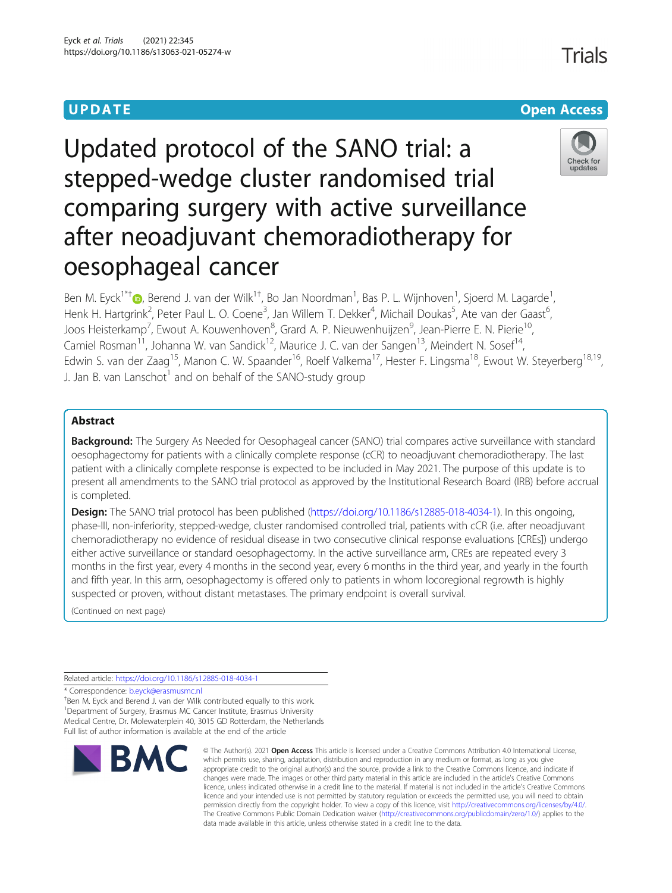UPDATE

Open Access

# Updated protocol of the SANO trial: a stepped-wedge cluster randomised trial comparing surgery with active surveillance after neoadjuvant chemoradiotherapy for oesophageal cancer

Ben M. Eyck[1*†], Berend J. van der Wilk[1†], Bo Jan Noordman[1], Bas P. L. Wijnhoven[1], Sjoerd M. Lagarde[1], Henk H. Hartgrink[2], Peter Paul L. O. Coene[3], Jan Willem T. Dekker[4], Michail Doukas[5], Ate van der Gaast[6], Joos Heisterkamp[7], Ewout A. Kouwenhoven[8], Grard A. P. Nieuwenhuijzen[9], Jean-Pierre E. N. Pierie[10], Camiel Rosman[11], Johanna W. van Sandick[12], Maurice J. C. van der Sangen[13], Meindert N. Sosef[14], Edwin S. van der Zaag[15], Manon C. W. Spaander[16], Roelf Valkema[17], Hester F. Lingsma[18], Ewout W. Steyerberg[18,19], J. Jan B. van Lanschot[1] and on behalf of the SANO-study group

## Abstract

**Background:** The Surgery As Needed for Oesophageal cancer (SANO) trial compares active surveillance with standard oesophagectomy for patients with a clinically complete response (cCR) to neoadjuvant chemoradiotherapy. The last patient with a clinically complete response is expected to be included in May 2021. The purpose of this update is to present all amendments to the SANO trial protocol as approved by the Institutional Research Board (IRB) before accrual is completed.

**Design:** The SANO trial protocol has been published (https://doi.org/10.1186/s12885-018-4034-1). In this ongoing, phase-III, non-inferiority, stepped-wedge, cluster randomised controlled trial, patients with cCR (i.e. after neoadjuvant chemoradiotherapy no evidence of residual disease in two consecutive clinical response evaluations [CREs]) undergo either active surveillance or standard oesophagectomy. In the active surveillance arm, CREs are repeated every 3 months in the first year, every 4 months in the second year, every 6 months in the third year, and yearly in the fourth and fifth year. In this arm, oesophagectomy is offered only to patients in whom locoregional regrowth is highly suspected or proven, without distant metastases. The primary endpoint is overall survival.

(Continued on next page)

Related article: https://doi.org/10.1186/s12885-018-4034-1

\* Correspondence: b.eyck@erasmusmc.nl

†Ben M. Eyck and Berend J. van der Wilk contributed equally to this work.

[1]Department of Surgery, Erasmus MC Cancer Institute, Erasmus University Medical Centre, Dr. Molewaterplein 40, 3015 GD Rotterdam, the Netherlands

Full list of author information is available at the end of the article

© The Author(s). 2021 **Open Access** This article is licensed under a Creative Commons Attribution 4.0 International License, which permits use, sharing, adaptation, distribution and reproduction in any medium or format, as long as you give appropriate credit to the original author(s) and the source, provide a link to the Creative Commons licence, and indicate if changes were made. The images or other third party material in this article are included in the article's Creative Commons licence, unless indicated otherwise in a credit line to the material. If material is not included in the article's Creative Commons licence and your intended use is not permitted by statutory regulation or exceeds the permitted use, you will need to obtain permission directly from the copyright holder. To view a copy of this licence, visit http://creativecommons.org/licenses/by/4.0/. The Creative Commons Public Domain Dedication waiver (http://creativecommons.org/publicdomain/zero/1.0/) applies to the data made available in this article, unless otherwise stated in a credit line to the data.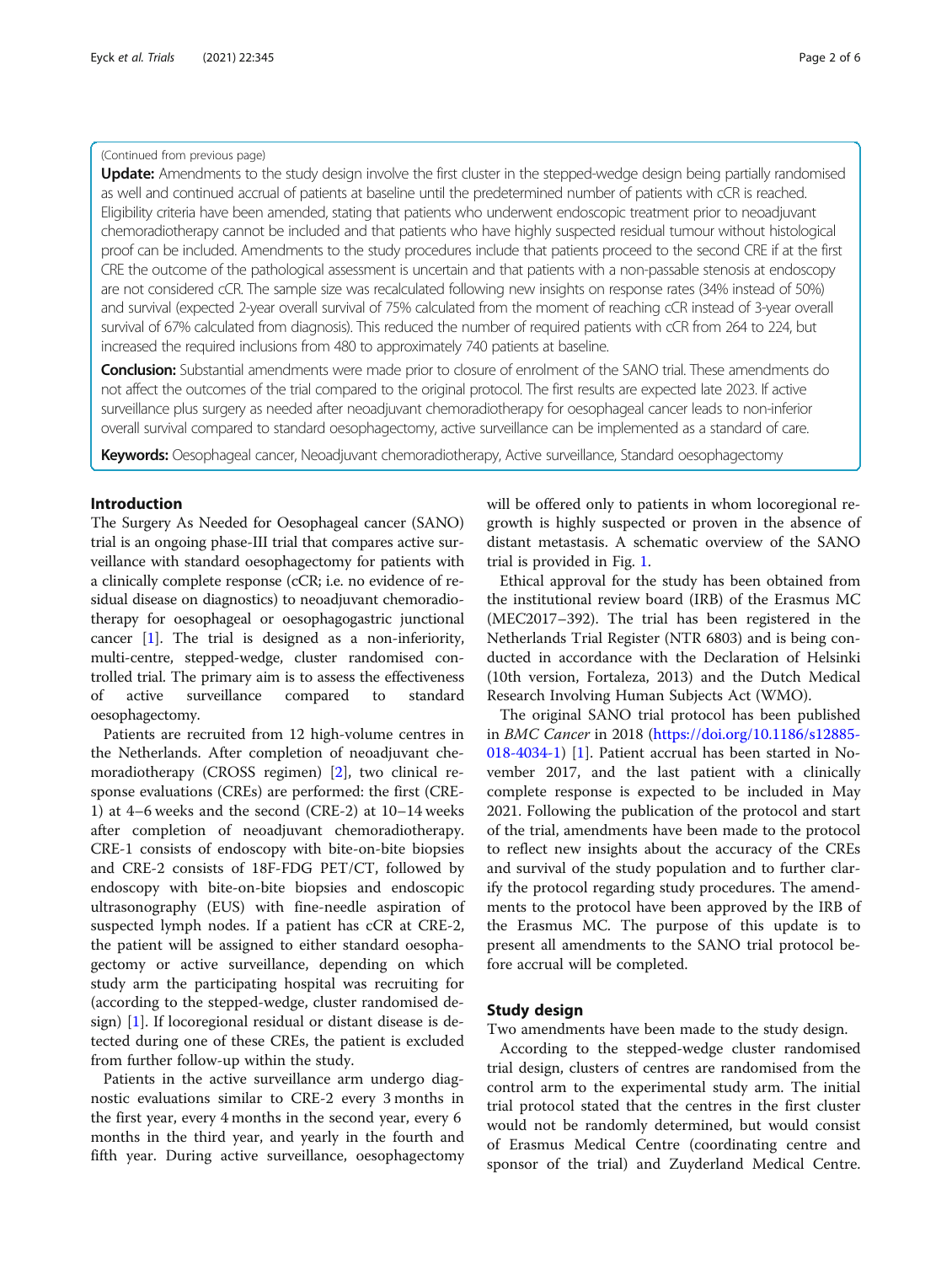(Continued from previous page)

**Update:** Amendments to the study design involve the first cluster in the stepped-wedge design being partially randomised as well and continued accrual of patients at baseline until the predetermined number of patients with cCR is reached. Eligibility criteria have been amended, stating that patients who underwent endoscopic treatment prior to neoadjuvant chemoradiotherapy cannot be included and that patients who have highly suspected residual tumour without histological proof can be included. Amendments to the study procedures include that patients proceed to the second CRE if at the first CRE the outcome of the pathological assessment is uncertain and that patients with a non-passable stenosis at endoscopy are not considered cCR. The sample size was recalculated following new insights on response rates (34% instead of 50%) and survival (expected 2-year overall survival of 75% calculated from the moment of reaching cCR instead of 3-year overall survival of 67% calculated from diagnosis). This reduced the number of required patients with cCR from 264 to 224, but increased the required inclusions from 480 to approximately 740 patients at baseline.

**Conclusion:** Substantial amendments were made prior to closure of enrolment of the SANO trial. These amendments do not affect the outcomes of the trial compared to the original protocol. The first results are expected late 2023. If active surveillance plus surgery as needed after neoadjuvant chemoradiotherapy for oesophageal cancer leads to non-inferior overall survival compared to standard oesophagectomy, active surveillance can be implemented as a standard of care.

**Keywords:** Oesophageal cancer, Neoadjuvant chemoradiotherapy, Active surveillance, Standard oesophagectomy

## Introduction

The Surgery As Needed for Oesophageal cancer (SANO) trial is an ongoing phase-III trial that compares active surveillance with standard oesophagectomy for patients with a clinically complete response (cCR; i.e. no evidence of residual disease on diagnostics) to neoadjuvant chemoradiotherapy for oesophageal or oesophagogastric junctional cancer [1]. The trial is designed as a non-inferiority, multi-centre, stepped-wedge, cluster randomised controlled trial. The primary aim is to assess the effectiveness of active surveillance compared to standard oesophagectomy.

Patients are recruited from 12 high-volume centres in the Netherlands. After completion of neoadjuvant chemoradiotherapy (CROSS regimen) [2], two clinical response evaluations (CREs) are performed: the first (CRE-1) at 4–6 weeks and the second (CRE-2) at 10–14 weeks after completion of neoadjuvant chemoradiotherapy. CRE-1 consists of endoscopy with bite-on-bite biopsies and CRE-2 consists of 18F-FDG PET/CT, followed by endoscopy with bite-on-bite biopsies and endoscopic ultrasonography (EUS) with fine-needle aspiration of suspected lymph nodes. If a patient has cCR at CRE-2, the patient will be assigned to either standard oesophagectomy or active surveillance, depending on which study arm the participating hospital was recruiting for (according to the stepped-wedge, cluster randomised design) [1]. If locoregional residual or distant disease is detected during one of these CREs, the patient is excluded from further follow-up within the study.

Patients in the active surveillance arm undergo diagnostic evaluations similar to CRE-2 every 3 months in the first year, every 4 months in the second year, every 6 months in the third year, and yearly in the fourth and fifth year. During active surveillance, oesophagectomy will be offered only to patients in whom locoregional regrowth is highly suspected or proven in the absence of distant metastasis. A schematic overview of the SANO trial is provided in Fig. 1.

Ethical approval for the study has been obtained from the institutional review board (IRB) of the Erasmus MC (MEC2017–392). The trial has been registered in the Netherlands Trial Register (NTR 6803) and is being conducted in accordance with the Declaration of Helsinki (10th version, Fortaleza, 2013) and the Dutch Medical Research Involving Human Subjects Act (WMO).

The original SANO trial protocol has been published in *BMC Cancer* in 2018 (https://doi.org/10.1186/s12885-018-4034-1) [1]. Patient accrual has been started in November 2017, and the last patient with a clinically complete response is expected to be included in May 2021. Following the publication of the protocol and start of the trial, amendments have been made to the protocol to reflect new insights about the accuracy of the CREs and survival of the study population and to further clarify the protocol regarding study procedures. The amendments to the protocol have been approved by the IRB of the Erasmus MC. The purpose of this update is to present all amendments to the SANO trial protocol before accrual will be completed.

## Study design

Two amendments have been made to the study design.

According to the stepped-wedge cluster randomised trial design, clusters of centres are randomised from the control arm to the experimental study arm. The initial trial protocol stated that the centres in the first cluster would not be randomly determined, but would consist of Erasmus Medical Centre (coordinating centre and sponsor of the trial) and Zuyderland Medical Centre.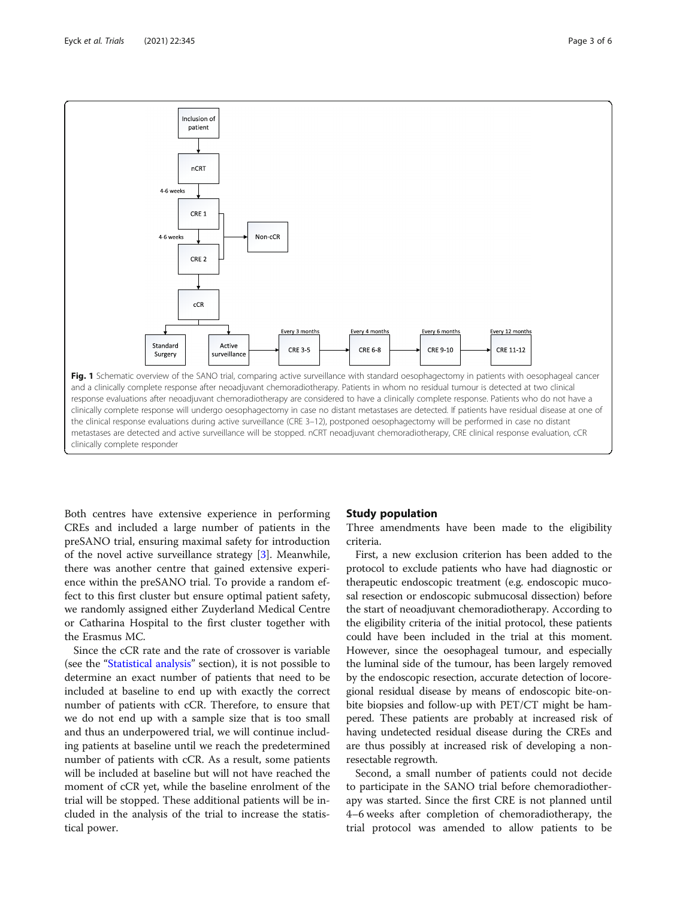**Fig. 1** Schematic overview of the SANO trial, comparing active surveillance with standard oesophagectomy in patients with oesophageal cancer and a clinically complete response after neoadjuvant chemoradiotherapy. Patients in whom no residual tumour is detected at two clinical response evaluations after neoadjuvant chemoradiotherapy are considered to have a clinically complete response. Patients who do not have a clinically complete response will undergo oesophagectomy in case no distant metastases are detected. If patients have residual disease at one of the clinical response evaluations during active surveillance (CRE 3–12), postponed oesophagectomy will be performed in case no distant metastases are detected and active surveillance will be stopped. nCRT neoadjuvant chemoradiotherapy, CRE clinical response evaluation, cCR clinically complete responder

Both centres have extensive experience in performing CREs and included a large number of patients in the preSANO trial, ensuring maximal safety for introduction of the novel active surveillance strategy [3]. Meanwhile, there was another centre that gained extensive experience within the preSANO trial. To provide a random effect to this first cluster but ensure optimal patient safety, we randomly assigned either Zuyderland Medical Centre or Catharina Hospital to the first cluster together with the Erasmus MC.

Since the cCR rate and the rate of crossover is variable (see the "Statistical analysis" section), it is not possible to determine an exact number of patients that need to be included at baseline to end up with exactly the correct number of patients with cCR. Therefore, to ensure that we do not end up with a sample size that is too small and thus an underpowered trial, we will continue including patients at baseline until we reach the predetermined number of patients with cCR. As a result, some patients will be included at baseline but will not have reached the moment of cCR yet, while the baseline enrolment of the trial will be stopped. These additional patients will be included in the analysis of the trial to increase the statistical power.

## Study population

Three amendments have been made to the eligibility criteria.

First, a new exclusion criterion has been added to the protocol to exclude patients who have had diagnostic or therapeutic endoscopic treatment (e.g. endoscopic mucosal resection or endoscopic submucosal dissection) before the start of neoadjuvant chemoradiotherapy. According to the eligibility criteria of the initial protocol, these patients could have been included in the trial at this moment. However, since the oesophageal tumour, and especially the luminal side of the tumour, has been largely removed by the endoscopic resection, accurate detection of locoregional residual disease by means of endoscopic bite-on-bite biopsies and follow-up with PET/CT might be hampered. These patients are probably at increased risk of having undetected residual disease during the CREs and are thus possibly at increased risk of developing a non-resectable regrowth.

Second, a small number of patients could not decide to participate in the SANO trial before chemoradiotherapy was started. Since the first CRE is not planned until 4–6 weeks after completion of chemoradiotherapy, the trial protocol was amended to allow patients to be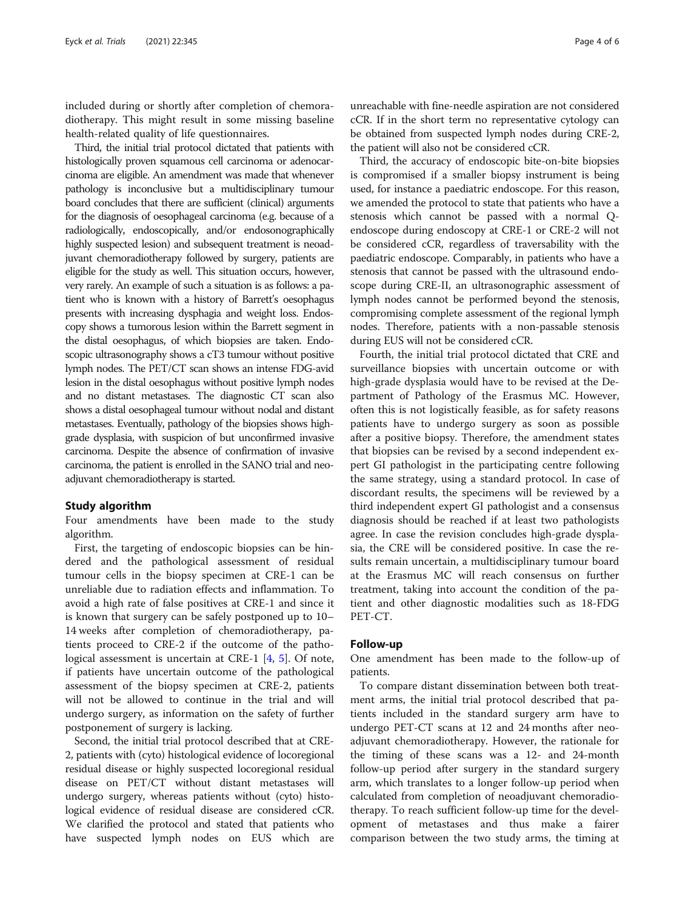included during or shortly after completion of chemoradiotherapy. This might result in some missing baseline health-related quality of life questionnaires.

Third, the initial trial protocol dictated that patients with histologically proven squamous cell carcinoma or adenocarcinoma are eligible. An amendment was made that whenever pathology is inconclusive but a multidisciplinary tumour board concludes that there are sufficient (clinical) arguments for the diagnosis of oesophageal carcinoma (e.g. because of a radiologically, endoscopically, and/or endosonographically highly suspected lesion) and subsequent treatment is neoadjuvant chemoradiotherapy followed by surgery, patients are eligible for the study as well. This situation occurs, however, very rarely. An example of such a situation is as follows: a patient who is known with a history of Barrett's oesophagus presents with increasing dysphagia and weight loss. Endoscopy shows a tumorous lesion within the Barrett segment in the distal oesophagus, of which biopsies are taken. Endoscopic ultrasonography shows a cT3 tumour without positive lymph nodes. The PET/CT scan shows an intense FDG-avid lesion in the distal oesophagus without positive lymph nodes and no distant metastases. The diagnostic CT scan also shows a distal oesophageal tumour without nodal and distant metastases. Eventually, pathology of the biopsies shows high-grade dysplasia, with suspicion of but unconfirmed invasive carcinoma. Despite the absence of confirmation of invasive carcinoma, the patient is enrolled in the SANO trial and neoadjuvant chemoradiotherapy is started.

## Study algorithm

Four amendments have been made to the study algorithm.

First, the targeting of endoscopic biopsies can be hindered and the pathological assessment of residual tumour cells in the biopsy specimen at CRE-1 can be unreliable due to radiation effects and inflammation. To avoid a high rate of false positives at CRE-1 and since it is known that surgery can be safely postponed up to 10–14 weeks after completion of chemoradiotherapy, patients proceed to CRE-2 if the outcome of the pathological assessment is uncertain at CRE-1 [4, 5]. Of note, if patients have uncertain outcome of the pathological assessment of the biopsy specimen at CRE-2, patients will not be allowed to continue in the trial and will undergo surgery, as information on the safety of further postponement of surgery is lacking.

Second, the initial trial protocol described that at CRE-2, patients with (cyto) histological evidence of locoregional residual disease or highly suspected locoregional residual disease on PET/CT without distant metastases will undergo surgery, whereas patients without (cyto) histological evidence of residual disease are considered cCR. We clarified the protocol and stated that patients who have suspected lymph nodes on EUS which are unreachable with fine-needle aspiration are not considered cCR. If in the short term no representative cytology can be obtained from suspected lymph nodes during CRE-2, the patient will also not be considered cCR.

Third, the accuracy of endoscopic bite-on-bite biopsies is compromised if a smaller biopsy instrument is being used, for instance a paediatric endoscope. For this reason, we amended the protocol to state that patients who have a stenosis which cannot be passed with a normal Q-endoscope during endoscopy at CRE-1 or CRE-2 will not be considered cCR, regardless of traversability with the paediatric endoscope. Comparably, in patients who have a stenosis that cannot be passed with the ultrasound endoscope during CRE-II, an ultrasonographic assessment of lymph nodes cannot be performed beyond the stenosis, compromising complete assessment of the regional lymph nodes. Therefore, patients with a non-passable stenosis during EUS will not be considered cCR.

Fourth, the initial trial protocol dictated that CRE and surveillance biopsies with uncertain outcome or with high-grade dysplasia would have to be revised at the Department of Pathology of the Erasmus MC. However, often this is not logistically feasible, as for safety reasons patients have to undergo surgery as soon as possible after a positive biopsy. Therefore, the amendment states that biopsies can be revised by a second independent expert GI pathologist in the participating centre following the same strategy, using a standard protocol. In case of discordant results, the specimens will be reviewed by a third independent expert GI pathologist and a consensus diagnosis should be reached if at least two pathologists agree. In case the revision concludes high-grade dysplasia, the CRE will be considered positive. In case the results remain uncertain, a multidisciplinary tumour board at the Erasmus MC will reach consensus on further treatment, taking into account the condition of the patient and other diagnostic modalities such as 18-FDG PET-CT.

## Follow-up

One amendment has been made to the follow-up of patients.

To compare distant dissemination between both treatment arms, the initial trial protocol described that patients included in the standard surgery arm have to undergo PET-CT scans at 12 and 24 months after neoadjuvant chemoradiotherapy. However, the rationale for the timing of these scans was a 12- and 24-month follow-up period after surgery in the standard surgery arm, which translates to a longer follow-up period when calculated from completion of neoadjuvant chemoradiotherapy. To reach sufficient follow-up time for the development of metastases and thus make a fairer comparison between the two study arms, the timing at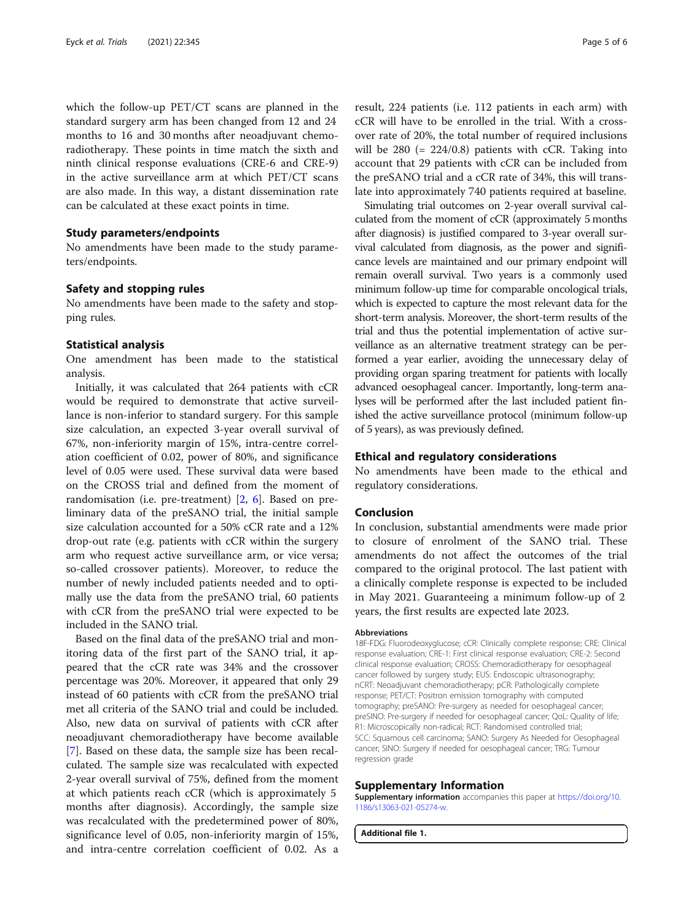which the follow-up PET/CT scans are planned in the standard surgery arm has been changed from 12 and 24 months to 16 and 30 months after neoadjuvant chemoradiotherapy. These points in time match the sixth and ninth clinical response evaluations (CRE-6 and CRE-9) in the active surveillance arm at which PET/CT scans are also made. In this way, a distant dissemination rate can be calculated at these exact points in time.

### Study parameters/endpoints

No amendments have been made to the study parameters/endpoints.

### Safety and stopping rules

No amendments have been made to the safety and stopping rules.

### Statistical analysis

One amendment has been made to the statistical analysis.

Initially, it was calculated that 264 patients with cCR would be required to demonstrate that active surveillance is non-inferior to standard surgery. For this sample size calculation, an expected 3-year overall survival of 67%, non-inferiority margin of 15%, intra-centre correlation coefficient of 0.02, power of 80%, and significance level of 0.05 were used. These survival data were based on the CROSS trial and defined from the moment of randomisation (i.e. pre-treatment) [2, 6]. Based on preliminary data of the preSANO trial, the initial sample size calculation accounted for a 50% cCR rate and a 12% drop-out rate (e.g. patients with cCR within the surgery arm who request active surveillance arm, or vice versa; so-called crossover patients). Moreover, to reduce the number of newly included patients needed and to optimally use the data from the preSANO trial, 60 patients with cCR from the preSANO trial were expected to be included in the SANO trial.

Based on the final data of the preSANO trial and monitoring data of the first part of the SANO trial, it appeared that the cCR rate was 34% and the crossover percentage was 20%. Moreover, it appeared that only 29 instead of 60 patients with cCR from the preSANO trial met all criteria of the SANO trial and could be included. Also, new data on survival of patients with cCR after neoadjuvant chemoradiotherapy have become available [7]. Based on these data, the sample size has been recalculated. The sample size was recalculated with expected 2-year overall survival of 75%, defined from the moment at which patients reach cCR (which is approximately 5 months after diagnosis). Accordingly, the sample size was recalculated with the predetermined power of 80%, significance level of 0.05, non-inferiority margin of 15%, and intra-centre correlation coefficient of 0.02. As a result, 224 patients (i.e. 112 patients in each arm) with cCR will have to be enrolled in the trial. With a crossover rate of 20%, the total number of required inclusions will be 280 (= 224/0.8) patients with cCR. Taking into account that 29 patients with cCR can be included from the preSANO trial and a cCR rate of 34%, this will translate into approximately 740 patients required at baseline.

Simulating trial outcomes on 2-year overall survival calculated from the moment of cCR (approximately 5 months after diagnosis) is justified compared to 3-year overall survival calculated from diagnosis, as the power and significance levels are maintained and our primary endpoint will remain overall survival. Two years is a commonly used minimum follow-up time for comparable oncological trials, which is expected to capture the most relevant data for the short-term analysis. Moreover, the short-term results of the trial and thus the potential implementation of active surveillance as an alternative treatment strategy can be performed a year earlier, avoiding the unnecessary delay of providing organ sparing treatment for patients with locally advanced oesophageal cancer. Importantly, long-term analyses will be performed after the last included patient finished the active surveillance protocol (minimum follow-up of 5 years), as was previously defined.

### Ethical and regulatory considerations

No amendments have been made to the ethical and regulatory considerations.

## Conclusion

In conclusion, substantial amendments were made prior to closure of enrolment of the SANO trial. These amendments do not affect the outcomes of the trial compared to the original protocol. The last patient with a clinically complete response is expected to be included in May 2021. Guaranteeing a minimum follow-up of 2 years, the first results are expected late 2023.

#### Abbreviations

18F-FDG: Fluorodeoxyglucose; cCR: Clinically complete response; CRE: Clinical response evaluation; CRE-1: First clinical response evaluation; CRE-2: Second clinical response evaluation; CROSS: Chemoradiotherapy for oesophageal cancer followed by surgery study; EUS: Endoscopic ultrasonography; nCRT: Neoadjuvant chemoradiotherapy; pCR: Pathologically complete response; PET/CT: Positron emission tomography with computed tomography; preSANO: Pre-surgery as needed for oesophageal cancer; preSINO: Pre-surgery if needed for oesophageal cancer; QoL: Quality of life; R1: Microscopically non-radical; RCT: Randomised controlled trial; SCC: Squamous cell carcinoma; SANO: Surgery As Needed for Oesophageal cancer; SINO: Surgery if needed for oesophageal cancer; TRG: Tumour regression grade

## Supplementary Information

**Supplementary information** accompanies this paper at https://doi.org/10.1186/s13063-021-05274-w.

**Additional file 1.**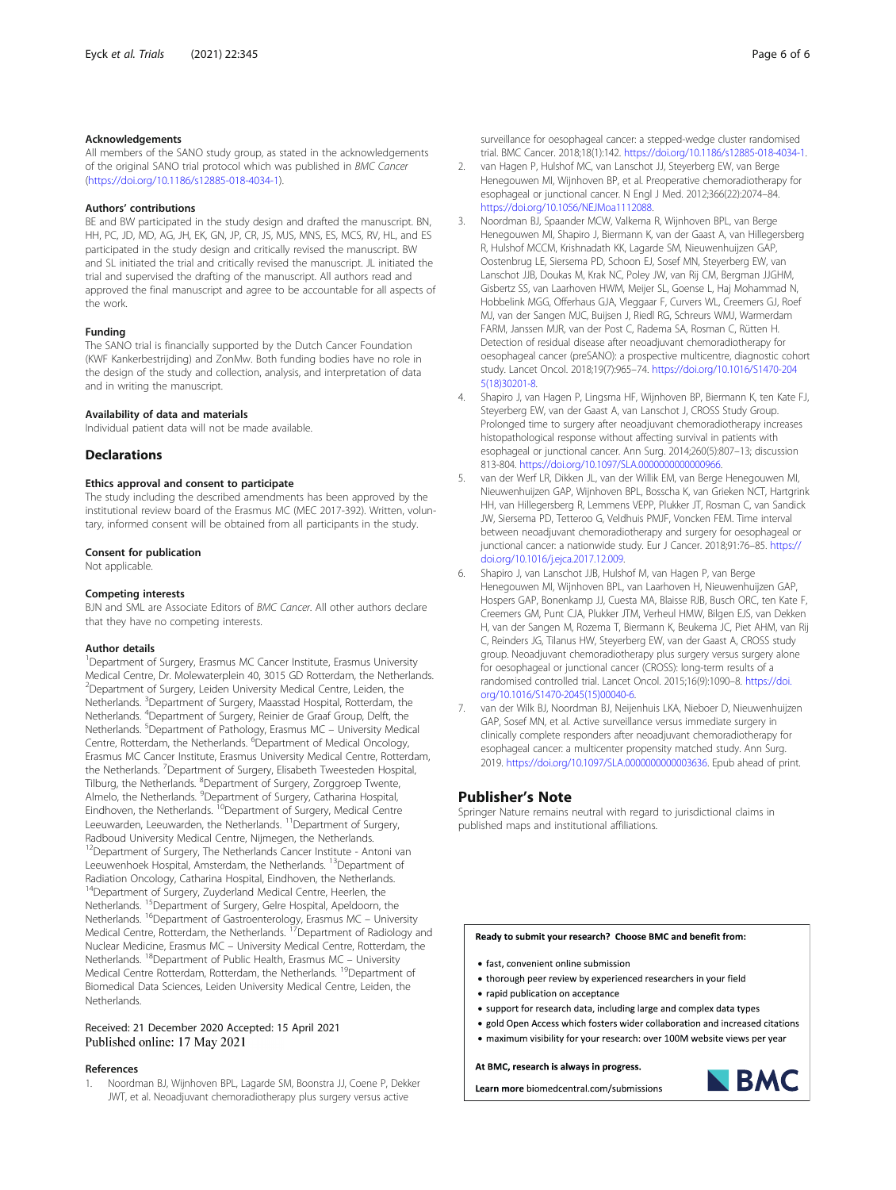### Acknowledgements

All members of the SANO study group, as stated in the acknowledgements of the original SANO trial protocol which was published in *BMC Cancer* (https://doi.org/10.1186/s12885-018-4034-1).

### Authors' contributions

BE and BW participated in the study design and drafted the manuscript. BN, HH, PC, JD, MD, AG, JH, EK, GN, JP, CR, JS, MJS, MNS, ES, MCS, RV, HL, and ES participated in the study design and critically revised the manuscript. BW and SL initiated the trial and critically revised the manuscript. JL initiated the trial and supervised the drafting of the manuscript. All authors read and approved the final manuscript and agree to be accountable for all aspects of the work.

### Funding

The SANO trial is financially supported by the Dutch Cancer Foundation (KWF Kankerbestrijding) and ZonMw. Both funding bodies have no role in the design of the study and collection, analysis, and interpretation of data and in writing the manuscript.

### Availability of data and materials

Individual patient data will not be made available.

## Declarations

### Ethics approval and consent to participate

The study including the described amendments has been approved by the institutional review board of the Erasmus MC (MEC 2017-392). Written, voluntary, informed consent will be obtained from all participants in the study.

### Consent for publication

Not applicable.

### Competing interests

BJN and SML are Associate Editors of *BMC Cancer*. All other authors declare that they have no competing interests.

### Author details

[1]Department of Surgery, Erasmus MC Cancer Institute, Erasmus University Medical Centre, Dr. Molewaterplein 40, 3015 GD Rotterdam, the Netherlands. [2]Department of Surgery, Leiden University Medical Centre, Leiden, the Netherlands. [3]Department of Surgery, Maasstad Hospital, Rotterdam, the Netherlands. [4]Department of Surgery, Reinier de Graaf Group, Delft, the Netherlands. [5]Department of Pathology, Erasmus MC – University Medical Centre, Rotterdam, the Netherlands. [6]Department of Medical Oncology, Erasmus MC Cancer Institute, Erasmus University Medical Centre, Rotterdam, the Netherlands. [7]Department of Surgery, Elisabeth Tweesteden Hospital, Tilburg, the Netherlands. [8]Department of Surgery, Zorggroep Twente, Almelo, the Netherlands. [9]Department of Surgery, Catharina Hospital, Eindhoven, the Netherlands. [10]Department of Surgery, Medical Centre Leeuwarden, Leeuwarden, the Netherlands. [11]Department of Surgery, Radboud University Medical Centre, Nijmegen, the Netherlands. [12]Department of Surgery, The Netherlands Cancer Institute - Antoni van Leeuwenhoek Hospital, Amsterdam, the Netherlands. [13]Department of Radiation Oncology, Catharina Hospital, Eindhoven, the Netherlands. [14]Department of Surgery, Zuyderland Medical Centre, Heerlen, the Netherlands. [15]Department of Surgery, Gelre Hospital, Apeldoorn, the Netherlands. [16]Department of Gastroenterology, Erasmus MC – University Medical Centre, Rotterdam, the Netherlands. [17]Department of Radiology and Nuclear Medicine, Erasmus MC – University Medical Centre, Rotterdam, the Netherlands. [18]Department of Public Health, Erasmus MC – University Medical Centre Rotterdam, Rotterdam, the Netherlands. [19]Department of Biomedical Data Sciences, Leiden University Medical Centre, Leiden, the Netherlands.

Received: 21 December 2020 Accepted: 15 April 2021
Published online: 17 May 2021

### References

1. Noordman BJ, Wijnhoven BPL, Lagarde SM, Boonstra JJ, Coene P, Dekker JWT, et al. Neoadjuvant chemoradiotherapy plus surgery versus active surveillance for oesophageal cancer: a stepped-wedge cluster randomised trial. BMC Cancer. 2018;18(1):142. https://doi.org/10.1186/s12885-018-4034-1.
2. van Hagen P, Hulshof MC, van Lanschot JJ, Steyerberg EW, van Berge Henegouwen MI, Wijnhoven BP, et al. Preoperative chemoradiotherapy for esophageal or junctional cancer. N Engl J Med. 2012;366(22):2074–84. https://doi.org/10.1056/NEJMoa1112088.
3. Noordman BJ, Spaander MCW, Valkema R, Wijnhoven BPL, van Berge Henegouwen MI, Shapiro J, Biermann K, van der Gaast A, van Hillegersberg R, Hulshof MCCM, Krishnadath KK, Lagarde SM, Nieuwenhuijzen GAP, Oostenbrug LE, Siersema PD, Schoon EJ, Sosef MN, Steyerberg EW, van Lanschot JJB, Doukas M, Krak NC, Poley JW, van Rij CM, Bergman JJGHM, Gisbertz SS, van Laarhoven HWM, Meijer SL, Goense L, Haj Mohammad N, Hobbelink MGG, Offerhaus GJA, Vleggaar F, Curvers WL, Creemers GJ, Roef MJ, van der Sangen MJC, Buijsen J, Riedl RG, Schreurs WMJ, Warmerdam FARM, Janssen MJR, van der Post C, Rademа SA, Rosman C, Rütten H. Detection of residual disease after neoadjuvant chemoradiotherapy for oesophageal cancer (preSANO): a prospective multicentre, diagnostic cohort study. Lancet Oncol. 2018;19(7):965–74. https://doi.org/10.1016/S1470-2045(18)30201-8.
4. Shapiro J, van Hagen P, Lingsma HF, Wijnhoven BP, Biermann K, ten Kate FJ, Steyerberg EW, van der Gaast A, van Lanschot J, CROSS Study Group. Prolonged time to surgery after neoadjuvant chemoradiotherapy increases histopathological response without affecting survival in patients with esophageal or junctional cancer. Ann Surg. 2014;260(5):807–13; discussion 813-804. https://doi.org/10.1097/SLA.0000000000000966.
5. van der Werf LR, Dikken JL, van der Willik EM, van Berge Henegouwen MI, Nieuwenhuijzen GAP, Wijnhoven BPL, Bosscha K, van Grieken NCT, Hartgrink HH, van Hillegersberg R, Lemmens VEPP, Plukker JT, Rosman C, van Sandick JW, Siersema PD, Tetteroo G, Veldhuis PMJF, Voncken FEM. Time interval between neoadjuvant chemoradiotherapy and surgery for oesophageal or junctional cancer: a nationwide study. Eur J Cancer. 2018;91:76–85. https://doi.org/10.1016/j.ejca.2017.12.009.
6. Shapiro J, van Lanschot JJB, Hulshof M, van Hagen P, van Berge Henegouwen MI, Wijnhoven BPL, van Laarhoven H, Nieuwenhuijzen GAP, Hospers GAP, Bonenkamp JJ, Cuesta MA, Blaisse RJB, Busch ORC, ten Kate F, Creemers GM, Punt CJA, Plukker JTM, Verheul HMW, Bilgen EJS, van Dekken H, van der Sangen M, Rozema T, Biermann K, Beukema JC, Piet AHM, van Rij C, Reinders JG, Tilanus HW, Steyerberg EW, van der Gaast A, CROSS study group. Neoadjuvant chemoradiotherapy plus surgery versus surgery alone for oesophageal or junctional cancer (CROSS): long-term results of a randomised controlled trial. Lancet Oncol. 2015;16(9):1090–8. https://doi.org/10.1016/S1470-2045(15)00040-6.
7. van der Wilk BJ, Noordman BJ, Neijenhuis LKA, Nieboer D, Nieuwenhuijzen GAP, Sosef MN, et al. Active surveillance versus immediate surgery in clinically complete responders after neoadjuvant chemoradiotherapy for esophageal cancer: a multicenter propensity matched study. Ann Surg. 2019. https://doi.org/10.1097/SLA.0000000000003636. Epub ahead of print.

## Publisher's Note

Springer Nature remains neutral with regard to jurisdictional claims in published maps and institutional affiliations.

**Ready to submit your research? Choose BMC and benefit from:**

- fast, convenient online submission
- thorough peer review by experienced researchers in your field
- rapid publication on acceptance
- support for research data, including large and complex data types
- gold Open Access which fosters wider collaboration and increased citations
- maximum visibility for your research: over 100M website views per year

**At BMC, research is always in progress.**

**Learn more** biomedcentral.com/submissions

BMC